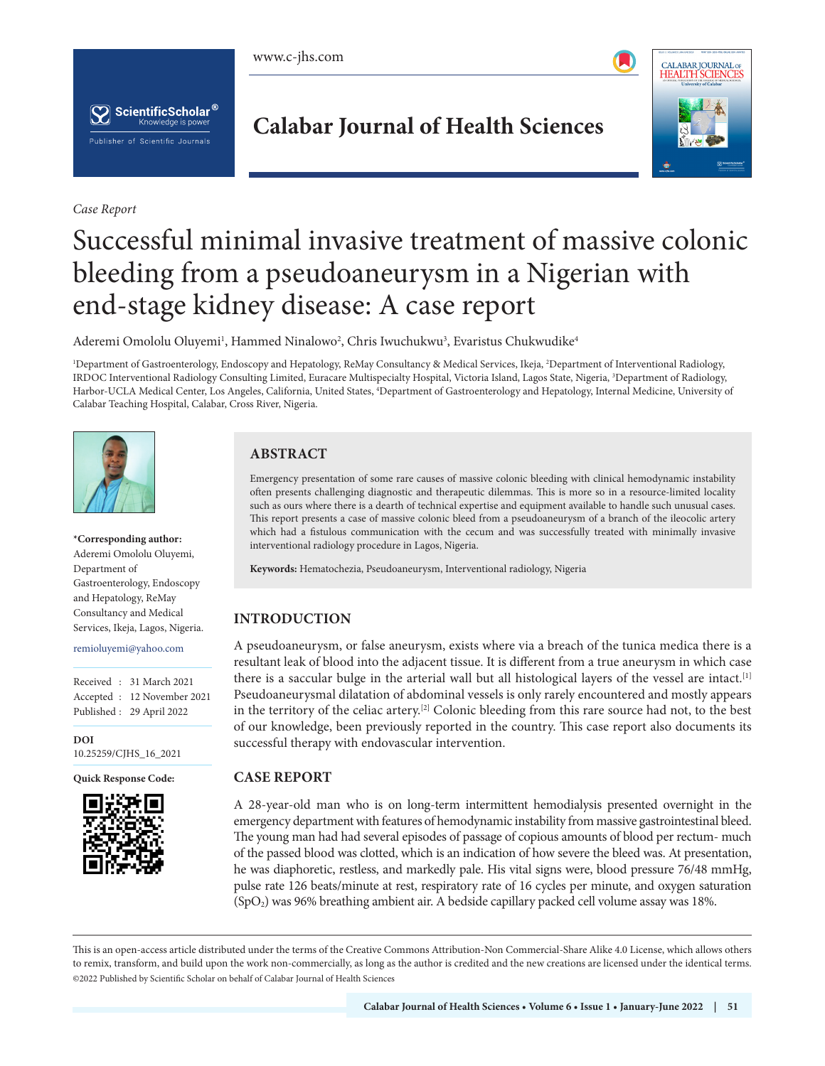*Case Report*

# Successful minimal invasive treatment of massive colonic bleeding from a pseudoaneurysm in a Nigerian with end-stage kidney disease: A case report

Aderemi Omololu Oluyemi[1], Hammed Ninalowo[2], Chris Iwuchukwu[3], Evaristus Chukwudike[4]

[1]Department of Gastroenterology, Endoscopy and Hepatology, ReMay Consultancy & Medical Services, Ikeja, [2]Department of Interventional Radiology, IRDOC Interventional Radiology Consulting Limited, Euracare Multispecialty Hospital, Victoria Island, Lagos State, Nigeria, [3]Department of Radiology, Harbor-UCLA Medical Center, Los Angeles, California, United States, [4]Department of Gastroenterology and Hepatology, Internal Medicine, University of Calabar Teaching Hospital, Calabar, Cross River, Nigeria.

**\*Corresponding author:** Aderemi Omololu Oluyemi, Department of Gastroenterology, Endoscopy and Hepatology, ReMay Consultancy and Medical Services, Ikeja, Lagos, Nigeria.

remioluyemi@yahoo.com

Received : 31 March 2021
Accepted : 12 November 2021
Published : 29 April 2022

**DOI**
10.25259/CJHS_16_2021

**Quick Response Code:**

## ABSTRACT

Emergency presentation of some rare causes of massive colonic bleeding with clinical hemodynamic instability often presents challenging diagnostic and therapeutic dilemmas. This is more so in a resource-limited locality such as ours where there is a dearth of technical expertise and equipment available to handle such unusual cases. This report presents a case of massive colonic bleed from a pseudoaneurysm of a branch of the ileocolic artery which had a fistulous communication with the cecum and was successfully treated with minimally invasive interventional radiology procedure in Lagos, Nigeria.

**Keywords:** Hematochezia, Pseudoaneurysm, Interventional radiology, Nigeria

## INTRODUCTION

A pseudoaneurysm, or false aneurysm, exists where via a breach of the tunica medica there is a resultant leak of blood into the adjacent tissue. It is different from a true aneurysm in which case there is a saccular bulge in the arterial wall but all histological layers of the vessel are intact.[1] Pseudoaneurysmal dilatation of abdominal vessels is only rarely encountered and mostly appears in the territory of the celiac artery.[2] Colonic bleeding from this rare source had not, to the best of our knowledge, been previously reported in the country. This case report also documents its successful therapy with endovascular intervention.

## CASE REPORT

A 28-year-old man who is on long-term intermittent hemodialysis presented overnight in the emergency department with features of hemodynamic instability from massive gastrointestinal bleed. The young man had had several episodes of passage of copious amounts of blood per rectum- much of the passed blood was clotted, which is an indication of how severe the bleed was. At presentation, he was diaphoretic, restless, and markedly pale. His vital signs were, blood pressure 76/48 mmHg, pulse rate 126 beats/minute at rest, respiratory rate of 16 cycles per minute, and oxygen saturation ($SpO_2$) was 96% breathing ambient air. A bedside capillary packed cell volume assay was 18%.

This is an open-access article distributed under the terms of the Creative Commons Attribution-Non Commercial-Share Alike 4.0 License, which allows others to remix, transform, and build upon the work non-commercially, as long as the author is credited and the new creations are licensed under the identical terms.
©2022 Published by Scientific Scholar on behalf of Calabar Journal of Health Sciences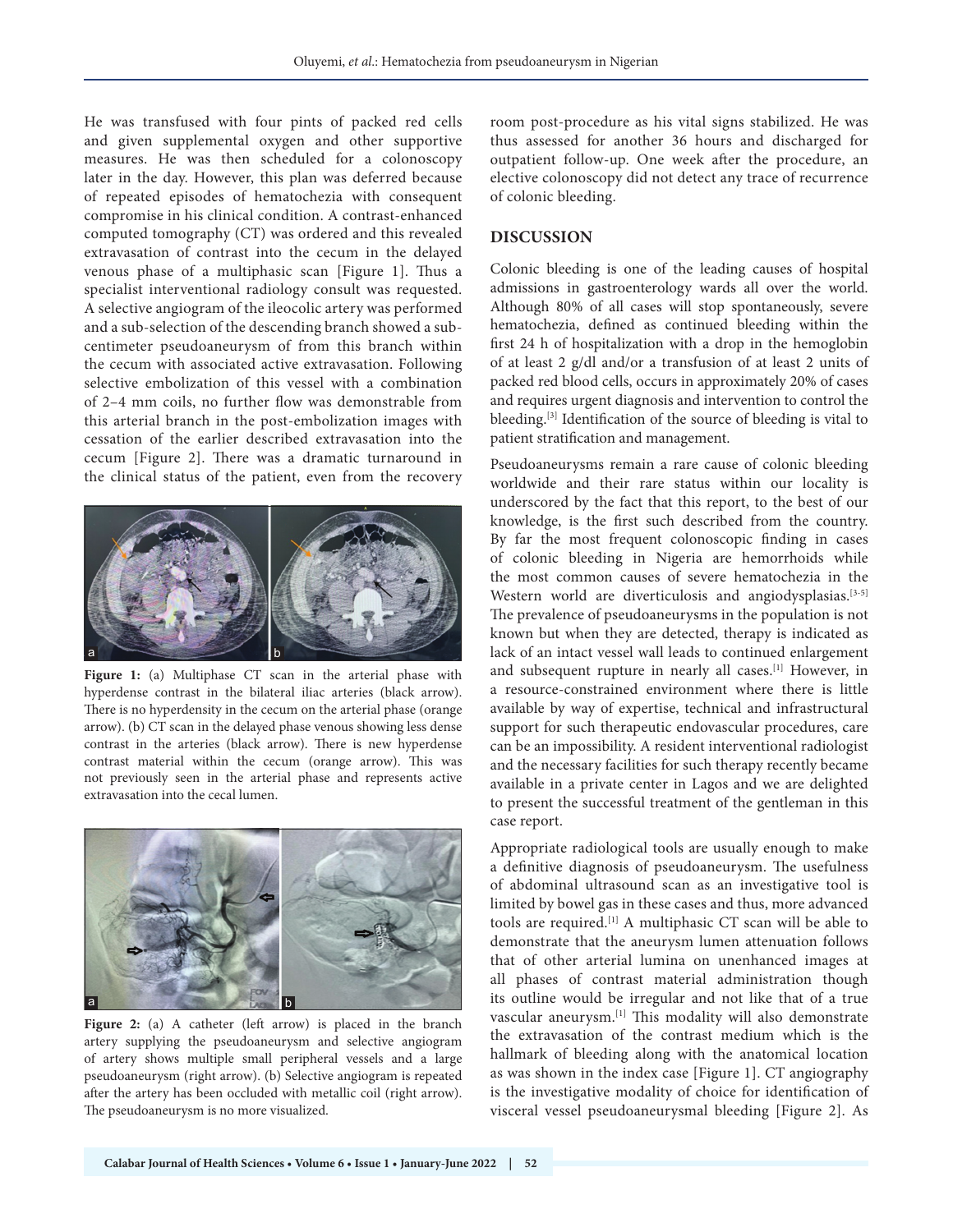He was transfused with four pints of packed red cells and given supplemental oxygen and other supportive measures. He was then scheduled for a colonoscopy later in the day. However, this plan was deferred because of repeated episodes of hematochezia with consequent compromise in his clinical condition. A contrast-enhanced computed tomography (CT) was ordered and this revealed extravasation of contrast into the cecum in the delayed venous phase of a multiphasic scan [Figure 1]. Thus a specialist interventional radiology consult was requested. A selective angiogram of the ileocolic artery was performed and a sub-selection of the descending branch showed a sub-centimeter pseudoaneurysm of from this branch within the cecum with associated active extravasation. Following selective embolization of this vessel with a combination of 2–4 mm coils, no further flow was demonstrable from this arterial branch in the post-embolization images with cessation of the earlier described extravasation into the cecum [Figure 2]. There was a dramatic turnaround in the clinical status of the patient, even from the recovery room post-procedure as his vital signs stabilized. He was thus assessed for another 36 hours and discharged for outpatient follow-up. One week after the procedure, an elective colonoscopy did not detect any trace of recurrence of colonic bleeding.

**Figure 1:** (a) Multiphase CT scan in the arterial phase with hyperdense contrast in the bilateral iliac arteries (black arrow). There is no hyperdensity in the cecum on the arterial phase (orange arrow). (b) CT scan in the delayed phase venous showing less dense contrast in the arteries (black arrow). There is new hyperdense contrast material within the cecum (orange arrow). This was not previously seen in the arterial phase and represents active extravasation into the cecal lumen.

**Figure 2:** (a) A catheter (left arrow) is placed in the branch artery supplying the pseudoaneurysm and selective angiogram of artery shows multiple small peripheral vessels and a large pseudoaneurysm (right arrow). (b) Selective angiogram is repeated after the artery has been occluded with metallic coil (right arrow). The pseudoaneurysm is no more visualized.

## DISCUSSION

Colonic bleeding is one of the leading causes of hospital admissions in gastroenterology wards all over the world. Although 80% of all cases will stop spontaneously, severe hematochezia, defined as continued bleeding within the first 24 h of hospitalization with a drop in the hemoglobin of at least 2 g/dl and/or a transfusion of at least 2 units of packed red blood cells, occurs in approximately 20% of cases and requires urgent diagnosis and intervention to control the bleeding.[3] Identification of the source of bleeding is vital to patient stratification and management.

Pseudoaneurysms remain a rare cause of colonic bleeding worldwide and their rare status within our locality is underscored by the fact that this report, to the best of our knowledge, is the first such described from the country. By far the most frequent colonoscopic finding in cases of colonic bleeding in Nigeria are hemorrhoids while the most common causes of severe hematochezia in the Western world are diverticulosis and angiodysplasias.[3-5] The prevalence of pseudoaneurysms in the population is not known but when they are detected, therapy is indicated as lack of an intact vessel wall leads to continued enlargement and subsequent rupture in nearly all cases.[1] However, in a resource-constrained environment where there is little available by way of expertise, technical and infrastructural support for such therapeutic endovascular procedures, care can be an impossibility. A resident interventional radiologist and the necessary facilities for such therapy recently became available in a private center in Lagos and we are delighted to present the successful treatment of the gentleman in this case report.

Appropriate radiological tools are usually enough to make a definitive diagnosis of pseudoaneurysm. The usefulness of abdominal ultrasound scan as an investigative tool is limited by bowel gas in these cases and thus, more advanced tools are required.[1] A multiphasic CT scan will be able to demonstrate that the aneurysm lumen attenuation follows that of other arterial lumina on unenhanced images at all phases of contrast material administration though its outline would be irregular and not like that of a true vascular aneurysm.[1] This modality will also demonstrate the extravasation of the contrast medium which is the hallmark of bleeding along with the anatomical location as was shown in the index case [Figure 1]. CT angiography is the investigative modality of choice for identification of visceral vessel pseudoaneurysmal bleeding [Figure 2]. As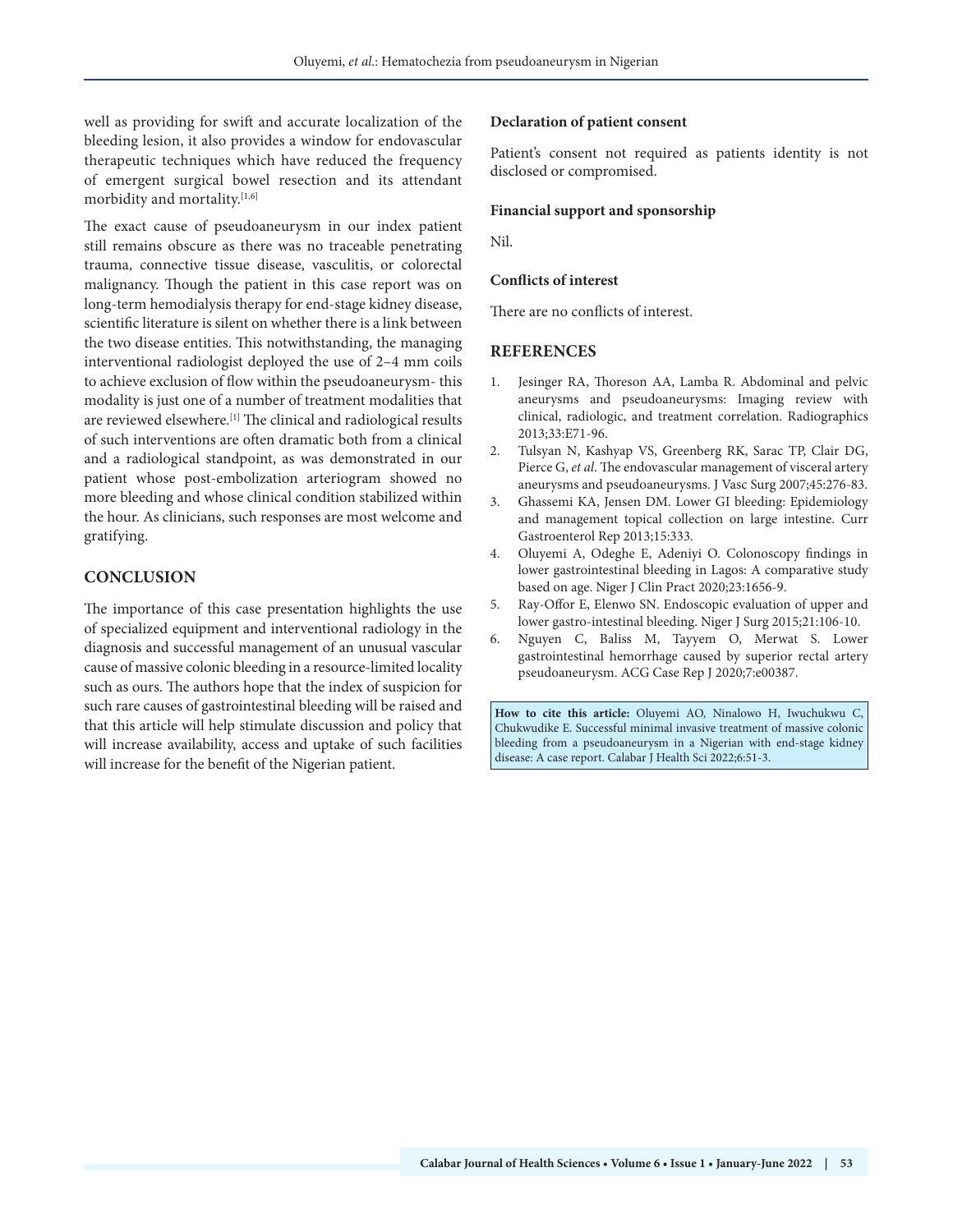well as providing for swift and accurate localization of the bleeding lesion, it also provides a window for endovascular therapeutic techniques which have reduced the frequency of emergent surgical bowel resection and its attendant morbidity and mortality.[1,6]

The exact cause of pseudoaneurysm in our index patient still remains obscure as there was no traceable penetrating trauma, connective tissue disease, vasculitis, or colorectal malignancy. Though the patient in this case report was on long-term hemodialysis therapy for end-stage kidney disease, scientific literature is silent on whether there is a link between the two disease entities. This notwithstanding, the managing interventional radiologist deployed the use of 2–4 mm coils to achieve exclusion of flow within the pseudoaneurysm- this modality is just one of a number of treatment modalities that are reviewed elsewhere.[1] The clinical and radiological results of such interventions are often dramatic both from a clinical and a radiological standpoint, as was demonstrated in our patient whose post-embolization arteriogram showed no more bleeding and whose clinical condition stabilized within the hour. As clinicians, such responses are most welcome and gratifying.

## CONCLUSION

The importance of this case presentation highlights the use of specialized equipment and interventional radiology in the diagnosis and successful management of an unusual vascular cause of massive colonic bleeding in a resource-limited locality such as ours. The authors hope that the index of suspicion for such rare causes of gastrointestinal bleeding will be raised and that this article will help stimulate discussion and policy that will increase availability, access and uptake of such facilities will increase for the benefit of the Nigerian patient.

### Declaration of patient consent

Patient's consent not required as patients identity is not disclosed or compromised.

### Financial support and sponsorship

Nil.

### Conflicts of interest

There are no conflicts of interest.

## REFERENCES

1. Jesinger RA, Thoreson AA, Lamba R. Abdominal and pelvic aneurysms and pseudoaneurysms: Imaging review with clinical, radiologic, and treatment correlation. Radiographics 2013;33:E71-96.
2. Tulsyan N, Kashyap VS, Greenberg RK, Sarac TP, Clair DG, Pierce G, *et al*. The endovascular management of visceral artery aneurysms and pseudoaneurysms. J Vasc Surg 2007;45:276-83.
3. Ghassemi KA, Jensen DM. Lower GI bleeding: Epidemiology and management topical collection on large intestine. Curr Gastroenterol Rep 2013;15:333.
4. Oluyemi A, Odeghe E, Adeniyi O. Colonoscopy findings in lower gastrointestinal bleeding in Lagos: A comparative study based on age. Niger J Clin Pract 2020;23:1656-9.
5. Ray-Offor E, Elenwo SN. Endoscopic evaluation of upper and lower gastro-intestinal bleeding. Niger J Surg 2015;21:106-10.
6. Nguyen C, Baliss M, Tayyem O, Merwat S. Lower gastrointestinal hemorrhage caused by superior rectal artery pseudoaneurysm. ACG Case Rep J 2020;7:e00387.

**How to cite this article:** Oluyemi AO, Ninalowo H, Iwuchukwu C, Chukwudike E. Successful minimal invasive treatment of massive colonic bleeding from a pseudoaneurysm in a Nigerian with end-stage kidney disease: A case report. Calabar J Health Sci 2022;6:51-3.